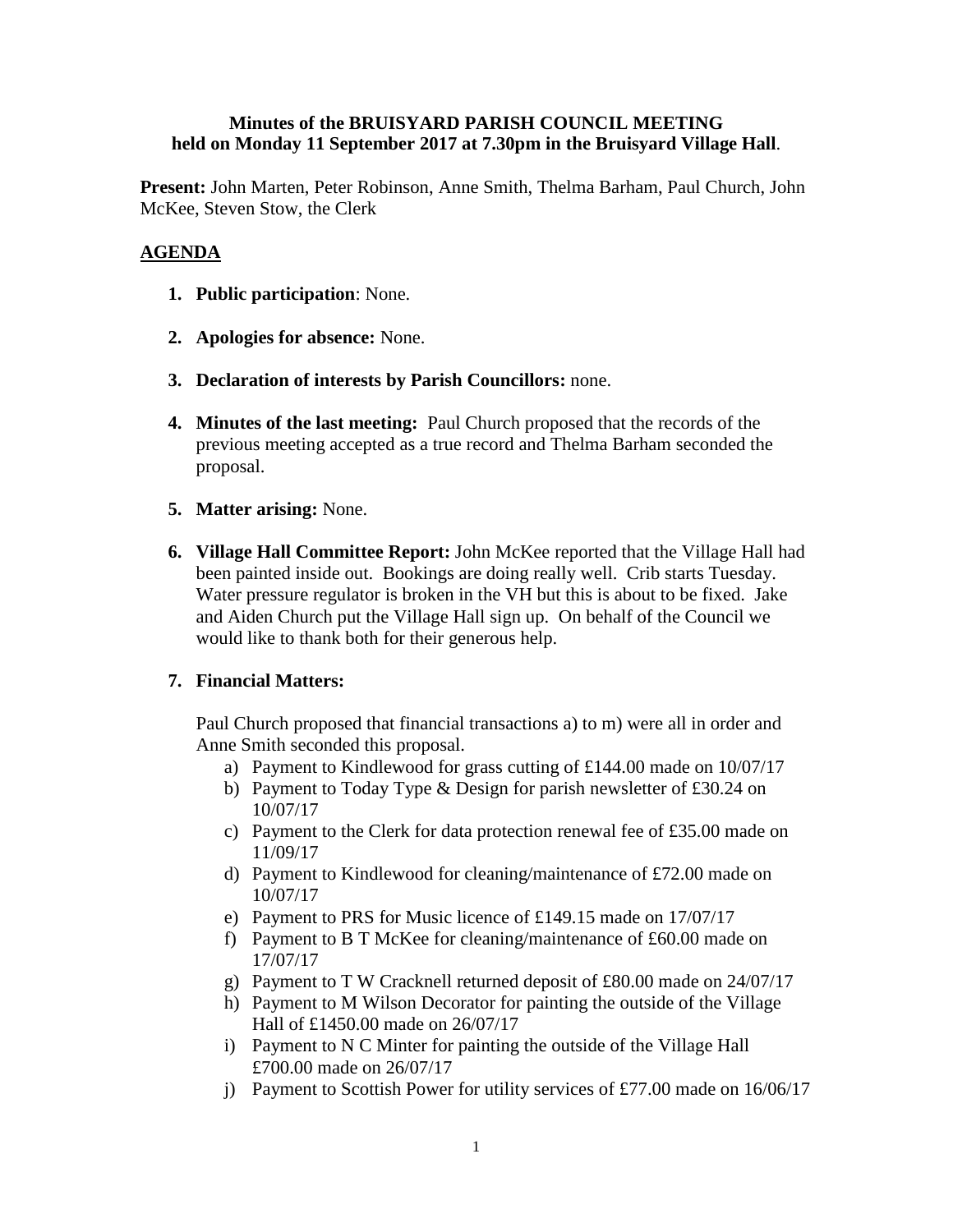**Minutes of the BRUISYARD PARISH COUNCIL MEETING held on Monday 11 September 2017 at 7.30pm in the Bruisyard Village Hall**.

**Present:** John Marten, Peter Robinson, Anne Smith, Thelma Barham, Paul Church, John McKee, Steven Stow, the Clerk

## AGENDA

1. **Public participation**: None.

2. **Apologies for absence:** None.

3. **Declaration of interests by Parish Councillors:** none.

4. **Minutes of the last meeting:** Paul Church proposed that the records of the previous meeting accepted as a true record and Thelma Barham seconded the proposal.

5. **Matter arising:** None.

6. **Village Hall Committee Report:** John McKee reported that the Village Hall had been painted inside out. Bookings are doing really well. Crib starts Tuesday. Water pressure regulator is broken in the VH but this is about to be fixed. Jake and Aiden Church put the Village Hall sign up. On behalf of the Council we would like to thank both for their generous help.

7. **Financial Matters:**

   Paul Church proposed that financial transactions a) to m) were all in order and Anne Smith seconded this proposal.

   a) Payment to Kindlewood for grass cutting of £144.00 made on 10/07/17
   b) Payment to Today Type & Design for parish newsletter of £30.24 on 10/07/17
   c) Payment to the Clerk for data protection renewal fee of £35.00 made on 11/09/17
   d) Payment to Kindlewood for cleaning/maintenance of £72.00 made on 10/07/17
   e) Payment to PRS for Music licence of £149.15 made on 17/07/17
   f) Payment to B T McKee for cleaning/maintenance of £60.00 made on 17/07/17
   g) Payment to T W Cracknell returned deposit of £80.00 made on 24/07/17
   h) Payment to M Wilson Decorator for painting the outside of the Village Hall of £1450.00 made on 26/07/17
   i) Payment to N C Minter for painting the outside of the Village Hall £700.00 made on 26/07/17
   j) Payment to Scottish Power for utility services of £77.00 made on 16/06/17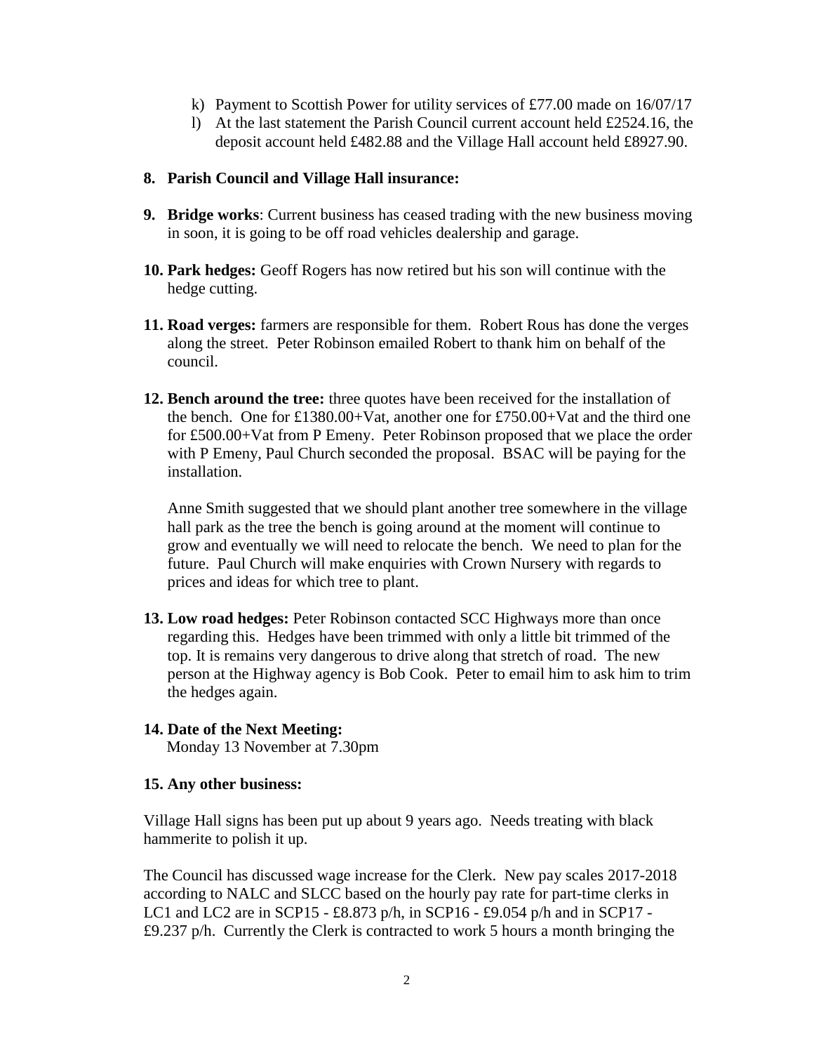k) Payment to Scottish Power for utility services of £77.00 made on 16/07/17

l) At the last statement the Parish Council current account held £2524.16, the deposit account held £482.88 and the Village Hall account held £8927.90.

**8. Parish Council and Village Hall insurance:**

**9. Bridge works**: Current business has ceased trading with the new business moving in soon, it is going to be off road vehicles dealership and garage.

**10. Park hedges:** Geoff Rogers has now retired but his son will continue with the hedge cutting.

**11. Road verges:** farmers are responsible for them. Robert Rous has done the verges along the street. Peter Robinson emailed Robert to thank him on behalf of the council.

**12. Bench around the tree:** three quotes have been received for the installation of the bench. One for £1380.00+Vat, another one for £750.00+Vat and the third one for £500.00+Vat from P Emeny. Peter Robinson proposed that we place the order with P Emeny, Paul Church seconded the proposal. BSAC will be paying for the installation.

Anne Smith suggested that we should plant another tree somewhere in the village hall park as the tree the bench is going around at the moment will continue to grow and eventually we will need to relocate the bench. We need to plan for the future. Paul Church will make enquiries with Crown Nursery with regards to prices and ideas for which tree to plant.

**13. Low road hedges:** Peter Robinson contacted SCC Highways more than once regarding this. Hedges have been trimmed with only a little bit trimmed of the top. It is remains very dangerous to drive along that stretch of road. The new person at the Highway agency is Bob Cook. Peter to email him to ask him to trim the hedges again.

**14. Date of the Next Meeting:**
Monday 13 November at 7.30pm

**15. Any other business:**

Village Hall signs has been put up about 9 years ago. Needs treating with black hammerite to polish it up.

The Council has discussed wage increase for the Clerk. New pay scales 2017-2018 according to NALC and SLCC based on the hourly pay rate for part-time clerks in LC1 and LC2 are in SCP15 - £8.873 p/h, in SCP16 - £9.054 p/h and in SCP17 - £9.237 p/h. Currently the Clerk is contracted to work 5 hours a month bringing the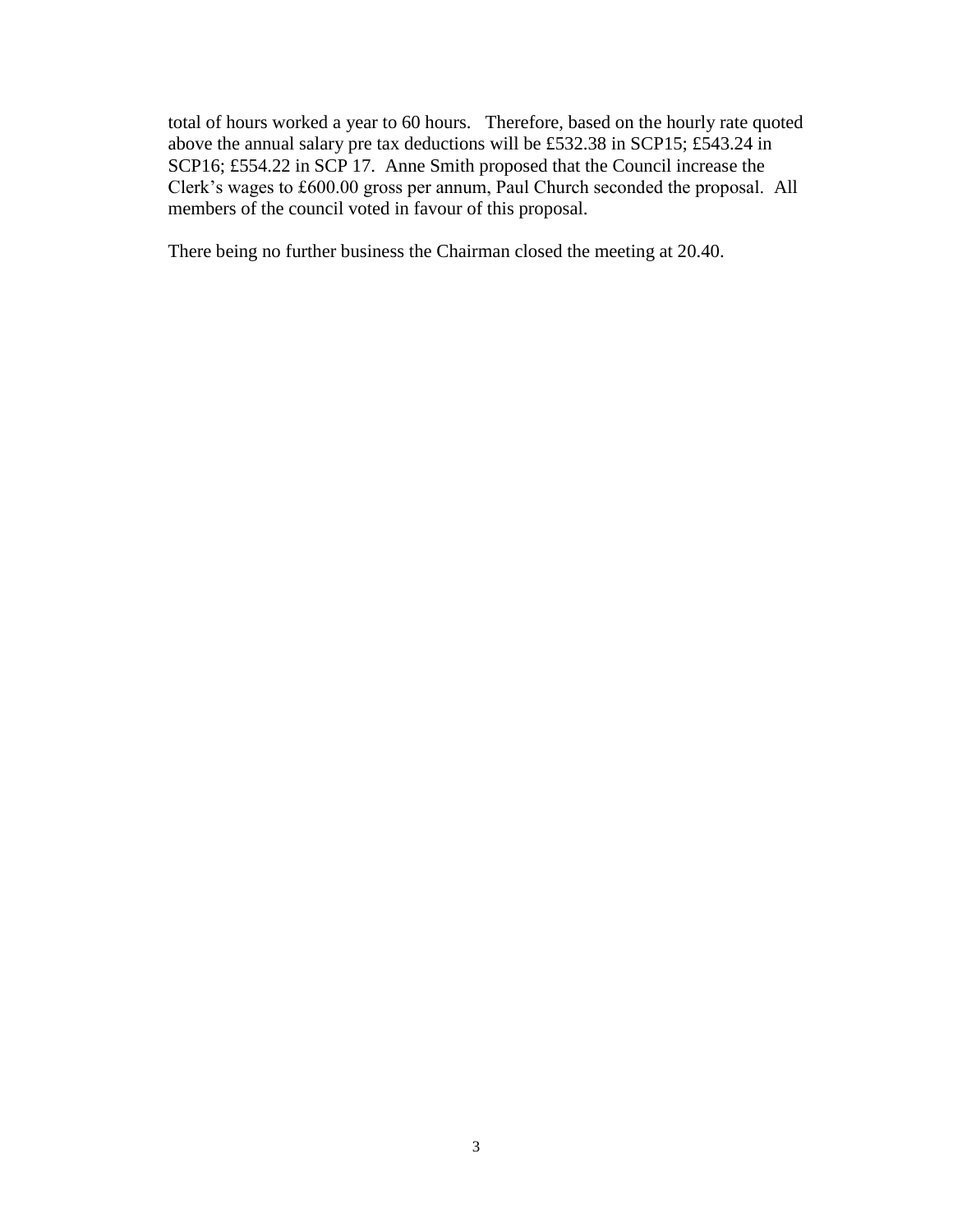total of hours worked a year to 60 hours. Therefore, based on the hourly rate quoted above the annual salary pre tax deductions will be £532.38 in SCP15; £543.24 in SCP16; £554.22 in SCP 17. Anne Smith proposed that the Council increase the Clerk's wages to £600.00 gross per annum, Paul Church seconded the proposal. All members of the council voted in favour of this proposal.

There being no further business the Chairman closed the meeting at 20.40.